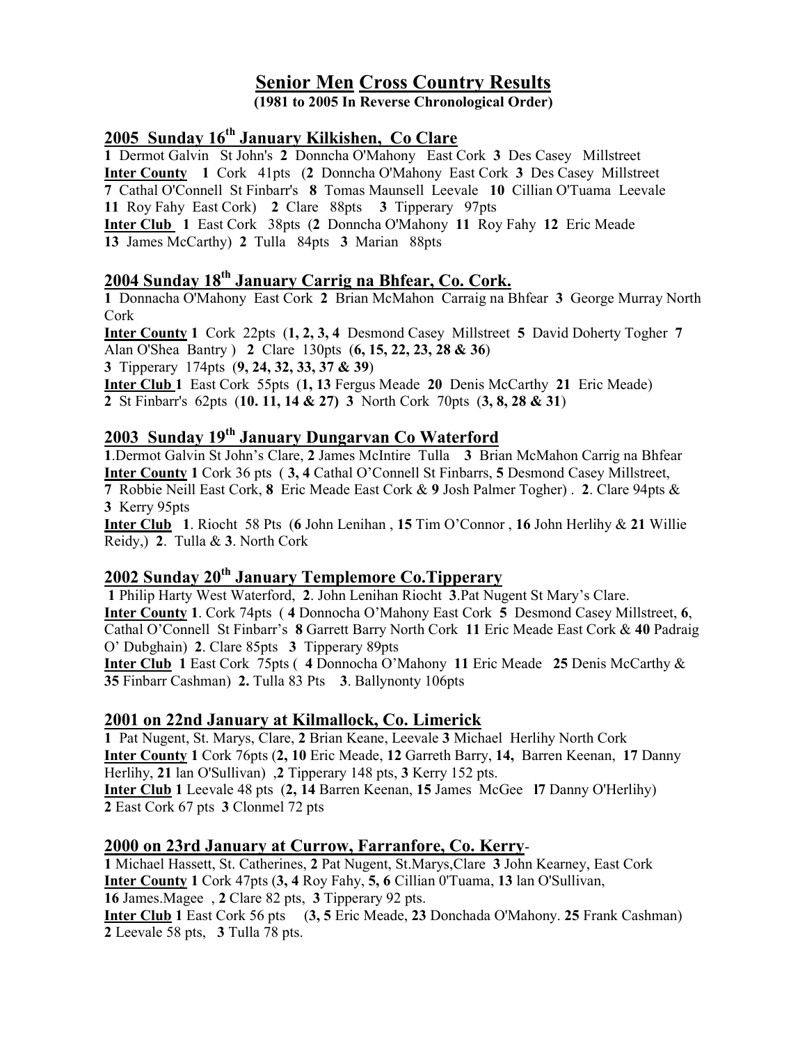# Senior Men Cross Country Results

**(1981 to 2005 In Reverse Chronological Order)**

## 2005 Sunday 16th January Kilkishen, Co Clare

**1** Dermot Galvin St John's **2** Donncha O'Mahony East Cork **3** Des Casey Millstreet
**Inter County** **1** Cork 41pts (**2** Donncha O'Mahony East Cork **3** Des Casey Millstreet **7** Cathal O'Connell St Finbarr's **8** Tomas Maunsell Leevale **10** Cillian O'Tuama Leevale **11** Roy Fahy East Cork) **2** Clare 88pts **3** Tipperary 97pts
**Inter Club** **1** East Cork 38pts (**2** Donncha O'Mahony **11** Roy Fahy **12** Eric Meade **13** James McCarthy) **2** Tulla 84pts **3** Marian 88pts

## 2004 Sunday 18th January Carrig na Bhfear, Co. Cork.

**1** Donnacha O'Mahony East Cork **2** Brian McMahon Carraig na Bhfear **3** George Murray North Cork
**Inter County** **1** Cork 22pts (**1, 2, 3, 4** Desmond Casey Millstreet **5** David Doherty Togher **7** Alan O'Shea Bantry ) **2** Clare 130pts (**6, 15, 22, 23, 28 & 36**)
**3** Tipperary 174pts (**9, 24, 32, 33, 37 & 39**)
**Inter Club** **1** East Cork 55pts (**1, 13** Fergus Meade **20** Denis McCarthy **21** Eric Meade)
**2** St Finbarr's 62pts (**10. 11, 14 & 27)** **3** North Cork 70pts (**3, 8, 28 & 31**)

## 2003 Sunday 19th January Dungarvan Co Waterford

**1**.Dermot Galvin St John's Clare, **2** James McIntire Tulla **3** Brian McMahon Carrig na Bhfear
**Inter County** **1** Cork 36 pts ( **3, 4** Cathal O'Connell St Finbarrs, **5** Desmond Casey Millstreet, **7** Robbie Neill East Cork, **8** Eric Meade East Cork & **9** Josh Palmer Togher) . **2**. Clare 94pts & **3** Kerry 95pts
**Inter Club** **1**. Riocht 58 Pts (**6** John Lenihan , **15** Tim O'Connor , **16** John Herlihy & **21** Willie Reidy,) **2**. Tulla & **3**. North Cork

## 2002 Sunday 20th January Templemore Co.Tipperary

**1** Philip Harty West Waterford, **2**. John Lenihan Riocht **3**.Pat Nugent St Mary's Clare.
**Inter County** **1**. Cork 74pts ( **4** Donnocha O'Mahony East Cork **5** Desmond Casey Millstreet, **6**, Cathal O'Connell St Finbarr's **8** Garrett Barry North Cork **11** Eric Meade East Cork & **40** Padraig O' Dubghain) **2**. Clare 85pts **3** Tipperary 89pts
**Inter Club** **1** East Cork 75pts ( **4** Donnocha O'Mahony **11** Eric Meade **25** Denis McCarthy & **35** Finbarr Cashman) **2.** Tulla 83 Pts **3**. Ballynonty 106pts

## 2001 on 22nd January at Kilmallock, Co. Limerick

**1** Pat Nugent, St. Marys, Clare, **2** Brian Keane, Leevale **3** Michael Herlihy North Cork
**Inter County** **1** Cork 76pts (**2, 10** Eric Meade, **12** Garreth Barry, **14,** Barren Keenan, **17** Danny Herlihy, **21** lan O'Sullivan) ,**2** Tipperary 148 pts, **3** Kerry 152 pts.
**Inter Club** **1** Leevale 48 pts (**2, 14** Barren Keenan, **15** James McGee **l7** Danny O'Herlihy)
**2** East Cork 67 pts **3** Clonmel 72 pts

## 2000 on 23rd January at Currow, Farranfore, Co. Kerry-

**1** Michael Hassett, St. Catherines, **2** Pat Nugent, St.Marys,Clare **3** John Kearney, East Cork
**Inter County** **1** Cork 47pts (**3, 4** Roy Fahy, **5, 6** Cillian 0'Tuama, **13** lan O'Sullivan, **16** James.Magee , **2** Clare 82 pts, **3** Tipperary 92 pts.
**Inter Club** **1** East Cork 56 pts (**3, 5** Eric Meade, **23** Donchada O'Mahony. **25** Frank Cashman)
**2** Leevale 58 pts, **3** Tulla 78 pts.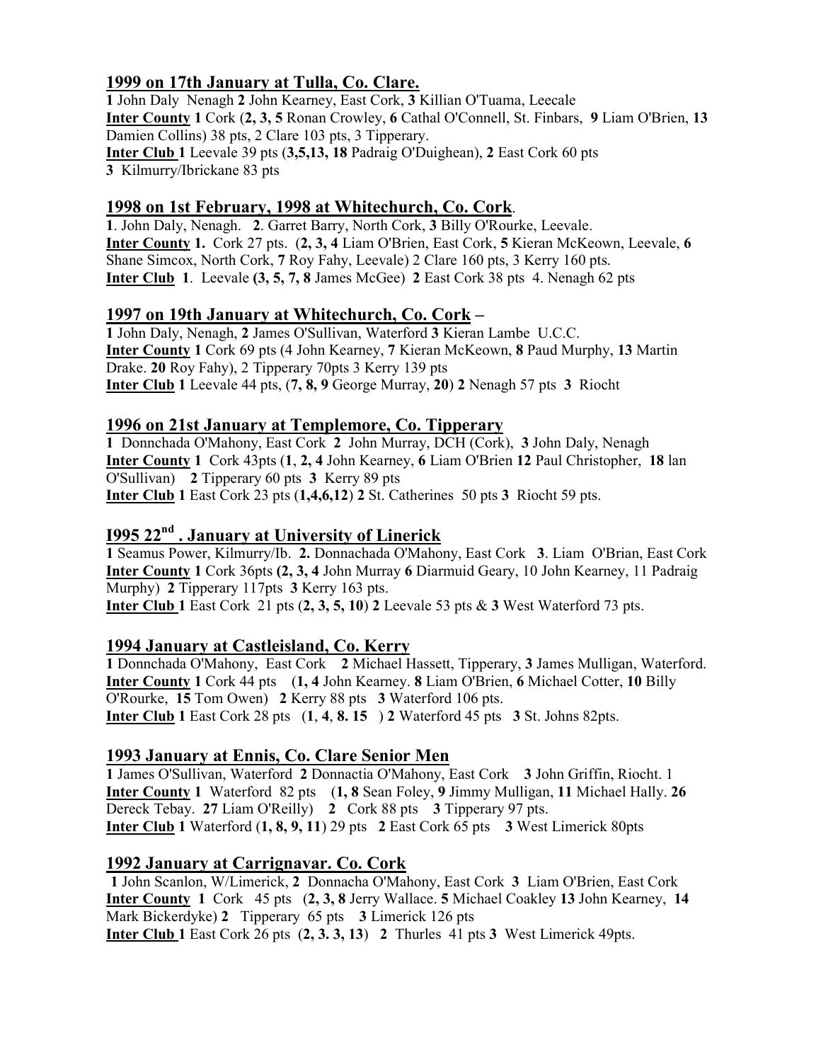## 1999 on 17th January at Tulla, Co. Clare.

**1** John Daly Nenagh **2** John Kearney, East Cork, **3** Killian O'Tuama, Leecale
**Inter County** **1** Cork (**2, 3, 5** Ronan Crowley, **6** Cathal O'Connell, St. Finbars, **9** Liam O'Brien, **13** Damien Collins) 38 pts, 2 Clare 103 pts, 3 Tipperary.
**Inter Club** **1** Leevale 39 pts (**3,5,13, 18** Padraig O'Duighean), **2** East Cork 60 pts
**3** Kilmurry/Ibrickane 83 pts

## 1998 on 1st February, 1998 at Whitechurch, Co. Cork.

**1**. John Daly, Nenagh. **2**. Garret Barry, North Cork, **3** Billy O'Rourke, Leevale.
**Inter County** **1.** Cork 27 pts. (**2, 3, 4** Liam O'Brien, East Cork, **5** Kieran McKeown, Leevale, **6** Shane Simcox, North Cork, **7** Roy Fahy, Leevale) 2 Clare 160 pts, 3 Kerry 160 pts.
**Inter Club** **1**. Leevale **(3, 5, 7, 8** James McGee) **2** East Cork 38 pts 4. Nenagh 62 pts

## 1997 on 19th January at Whitechurch, Co. Cork –

**1** John Daly, Nenagh, **2** James O'Sullivan, Waterford **3** Kieran Lambe U.C.C.
**Inter County** **1** Cork 69 pts (4 John Kearney, **7** Kieran McKeown, **8** Paud Murphy, **13** Martin Drake. **20** Roy Fahy), 2 Tipperary 70pts 3 Kerry 139 pts
**Inter Club** **1** Leevale 44 pts, (**7, 8, 9** George Murray, **20**) **2** Nenagh 57 pts **3** Riocht

## 1996 on 21st January at Templemore, Co. Tipperary

**1** Donnchada O'Mahony, East Cork **2** John Murray, DCH (Cork), **3** John Daly, Nenagh
**Inter County** **1** Cork 43pts (**1**, **2, 4** John Kearney, **6** Liam O'Brien **12** Paul Christopher, **18** lan O'Sullivan) **2** Tipperary 60 pts **3** Kerry 89 pts
**Inter Club** **1** East Cork 23 pts (**1,4,6,12**) **2** St. Catherines 50 pts **3** Riocht 59 pts.

## I995 22nd . January at University of Linerick

**1** Seamus Power, Kilmurry/Ib. **2.** Donnachada O'Mahony, East Cork **3**. Liam O'Brian, East Cork
**Inter County** **1** Cork 36pts **(2, 3, 4** John Murray **6** Diarmuid Geary, 10 John Kearney, 11 Padraig Murphy) **2** Tipperary 117pts **3** Kerry 163 pts.
**Inter Club** **1** East Cork 21 pts (**2, 3, 5, 10**) **2** Leevale 53 pts & **3** West Waterford 73 pts.

## 1994 January at Castleisland, Co. Kerry

**1** Donnchada O'Mahony, East Cork **2** Michael Hassett, Tipperary, **3** James Mulligan, Waterford.
**Inter County** **1** Cork 44 pts (**1, 4** John Kearney. **8** Liam O'Brien, **6** Michael Cotter, **10** Billy O'Rourke, **15** Tom Owen) **2** Kerry 88 pts **3** Waterford 106 pts.
**Inter Club** **1** East Cork 28 pts (**1**, **4**, **8. 15** ) **2** Waterford 45 pts **3** St. Johns 82pts.

## 1993 January at Ennis, Co. Clare Senior Men

**1** James O'Sullivan, Waterford **2** Donnactia O'Mahony, East Cork **3** John Griffin, Riocht. 1
**Inter County** **1** Waterford 82 pts (**1, 8** Sean Foley, **9** Jimmy Mulligan, **11** Michael Hally. **26** Dereck Tebay. **27** Liam O'Reilly) **2** Cork 88 pts **3** Tipperary 97 pts.
**Inter Club** **1** Waterford (**1, 8, 9, 11**) 29 pts **2** East Cork 65 pts **3** West Limerick 80pts

## 1992 January at Carrignavar. Co. Cork

**1** John Scanlon, W/Limerick, **2** Donnacha O'Mahony, East Cork **3** Liam O'Brien, East Cork
**Inter County** **1** Cork 45 pts (**2, 3, 8** Jerry Wallace. **5** Michael Coakley **13** John Kearney, **14** Mark Bickerdyke) **2** Tipperary 65 pts **3** Limerick 126 pts
**Inter Club** **1** East Cork 26 pts (**2, 3. 3, 13**) **2** Thurles 41 pts **3** West Limerick 49pts.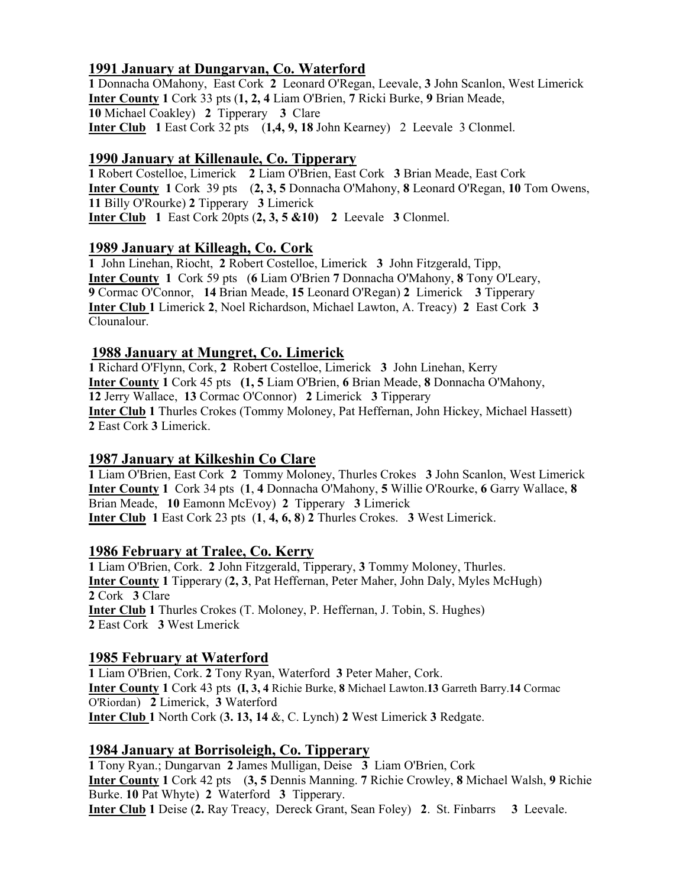## 1991 January at Dungarvan, Co. Waterford

**1** Donnacha OMahony, East Cork **2** Leonard O'Regan, Leevale, **3** John Scanlon, West Limerick
**Inter County** **1** Cork 33 pts (**1, 2, 4** Liam O'Brien, **7** Ricki Burke, **9** Brian Meade, **10** Michael Coakley) **2** Tipperary **3** Clare
**Inter Club** **1** East Cork 32 pts (**1,4, 9, 18** John Kearney) 2 Leevale 3 Clonmel.

## 1990 January at Killenaule, Co. Tipperary

**1** Robert Costelloe, Limerick **2** Liam O'Brien, East Cork **3** Brian Meade, East Cork
**Inter County** **1** Cork 39 pts (**2, 3, 5** Donnacha O'Mahony, **8** Leonard O'Regan, **10** Tom Owens, **11** Billy O'Rourke) **2** Tipperary **3** Limerick
**Inter Club** **1** East Cork 20pts (**2, 3, 5 &10)** **2** Leevale **3** Clonmel.

## 1989 January at Killeagh, Co. Cork

**1** John Linehan, Riocht, **2** Robert Costelloe, Limerick **3** John Fitzgerald, Tipp,
**Inter County** **1** Cork 59 pts (**6** Liam O'Brien **7** Donnacha O'Mahony, **8** Tony O'Leary, **9** Cormac O'Connor, **14** Brian Meade, **15** Leonard O'Regan) **2** Limerick **3** Tipperary
**Inter Club** **1** Limerick **2**, Noel Richardson, Michael Lawton, A. Treacy) **2** East Cork **3** Clounalour.

## 1988 January at Mungret, Co. Limerick

**1** Richard O'Flynn, Cork, **2** Robert Costelloe, Limerick **3** John Linehan, Kerry
**Inter County** **1** Cork 45 pts **(1, 5** Liam O'Brien, **6** Brian Meade, **8** Donnacha O'Mahony, **12** Jerry Wallace, **13** Cormac O'Connor) **2** Limerick **3** Tipperary
**Inter Club** **1** Thurles Crokes (Tommy Moloney, Pat Heffernan, John Hickey, Michael Hassett) **2** East Cork **3** Limerick.

## 1987 January at Kilkeshin Co Clare

**1** Liam O'Brien, East Cork **2** Tommy Moloney, Thurles Crokes **3** John Scanlon, West Limerick
**Inter County** **1** Cork 34 pts (**1**, **4** Donnacha O'Mahony, **5** Willie O'Rourke, **6** Garry Wallace, **8** Brian Meade, **10** Eamonn McEvoy) **2** Tipperary **3** Limerick
**Inter Club** **1** East Cork 23 pts (**1**, **4, 6, 8**) **2** Thurles Crokes. **3** West Limerick.

## 1986 February at Tralee, Co. Kerry

**1** Liam O'Brien, Cork. **2** John Fitzgerald, Tipperary, **3** Tommy Moloney, Thurles.
**Inter County** **1** Tipperary (**2, 3**, Pat Heffernan, Peter Maher, John Daly, Myles McHugh) **2** Cork **3** Clare
**Inter Club** **1** Thurles Crokes (T. Moloney, P. Heffernan, J. Tobin, S. Hughes) **2** East Cork **3** West Lmerick

## 1985 February at Waterford

**1** Liam O'Brien, Cork. **2** Tony Ryan, Waterford **3** Peter Maher, Cork.
**Inter County** **1** Cork 43 pts **(I, 3, 4** Richie Burke, **8** Michael Lawton.**13** Garreth Barry.**14** Cormac O'Riordan) **2** Limerick, **3** Waterford
**Inter Club** **1** North Cork (**3. 13, 14** &, C. Lynch) **2** West Limerick **3** Redgate.

## 1984 January at Borrisoleigh, Co. Tipperary

**1** Tony Ryan.; Dungarvan **2** James Mulligan, Deise **3** Liam O'Brien, Cork
**Inter County** **1** Cork 42 pts (**3, 5** Dennis Manning. **7** Richie Crowley, **8** Michael Walsh, **9** Richie Burke. **10** Pat Whyte) **2** Waterford **3** Tipperary.
**Inter Club** **1** Deise (**2.** Ray Treacy, Dereck Grant, Sean Foley) **2**. St. Finbarrs **3** Leevale.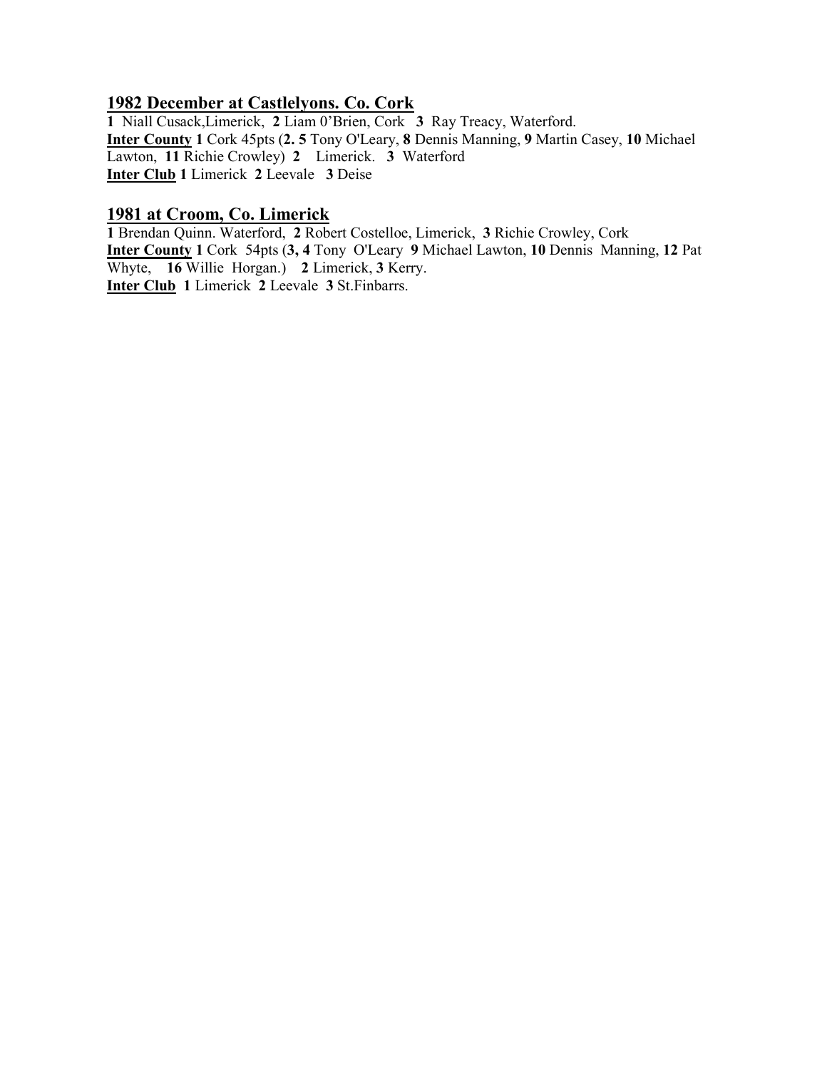## 1982 December at Castlelyons. Co. Cork

**1** Niall Cusack,Limerick, **2** Liam 0'Brien, Cork **3** Ray Treacy, Waterford.
**Inter County** **1** Cork 45pts (**2. 5** Tony O'Leary, **8** Dennis Manning, **9** Martin Casey, **10** Michael Lawton, **11** Richie Crowley) **2** Limerick. **3** Waterford
**Inter Club** **1** Limerick **2** Leevale **3** Deise

## 1981 at Croom, Co. Limerick

**1** Brendan Quinn. Waterford, **2** Robert Costelloe, Limerick, **3** Richie Crowley, Cork
**Inter County** **1** Cork 54pts (**3, 4** Tony O'Leary **9** Michael Lawton, **10** Dennis Manning, **12** Pat Whyte, **16** Willie Horgan.) **2** Limerick, **3** Kerry.
**Inter Club** **1** Limerick **2** Leevale **3** St.Finbarrs.